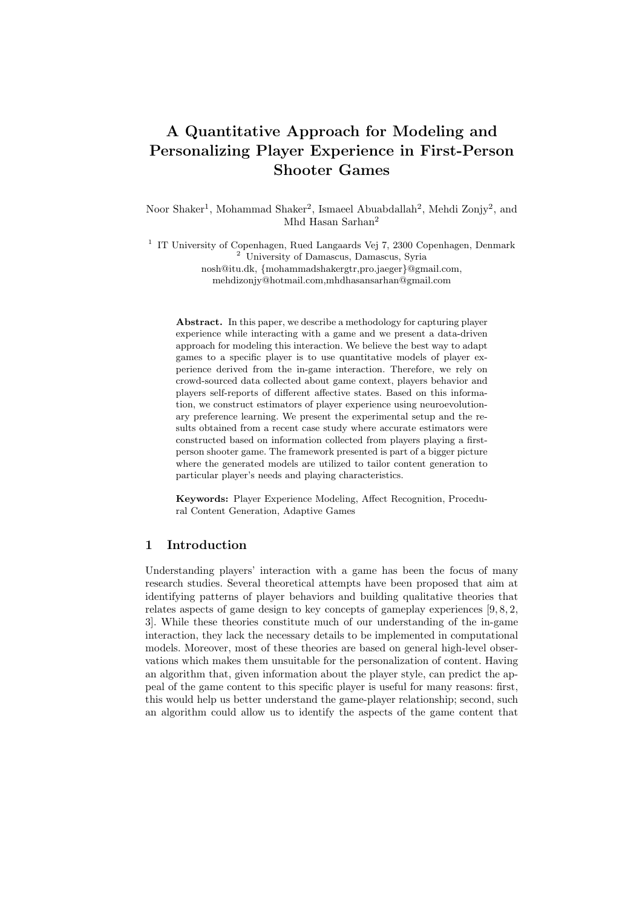# A Quantitative Approach for Modeling and Personalizing Player Experience in First-Person Shooter Games

Noor Shaker[1], Mohammad Shaker[2], Ismaeel Abuabdallah[2], Mehdi Zonjy[2], and Mhd Hasan Sarhan[2]

[1] IT University of Copenhagen, Rued Langaards Vej 7, 2300 Copenhagen, Denmark
[2] University of Damascus, Damascus, Syria
nosh@itu.dk, {mohammadshakergtr,pro.jaeger}@gmail.com, mehdizonjy@hotmail.com,mhdhasansarhan@gmail.com

**Abstract.** In this paper, we describe a methodology for capturing player experience while interacting with a game and we present a data-driven approach for modeling this interaction. We believe the best way to adapt games to a specific player is to use quantitative models of player experience derived from the in-game interaction. Therefore, we rely on crowd-sourced data collected about game context, players behavior and players self-reports of different affective states. Based on this information, we construct estimators of player experience using neuroevolutionary preference learning. We present the experimental setup and the results obtained from a recent case study where accurate estimators were constructed based on information collected from players playing a first-person shooter game. The framework presented is part of a bigger picture where the generated models are utilized to tailor content generation to particular player's needs and playing characteristics.

**Keywords:** Player Experience Modeling, Affect Recognition, Procedural Content Generation, Adaptive Games

## 1 Introduction

Understanding players' interaction with a game has been the focus of many research studies. Several theoretical attempts have been proposed that aim at identifying patterns of player behaviors and building qualitative theories that relates aspects of game design to key concepts of gameplay experiences [9, 8, 2, 3]. While these theories constitute much of our understanding of the in-game interaction, they lack the necessary details to be implemented in computational models. Moreover, most of these theories are based on general high-level observations which makes them unsuitable for the personalization of content. Having an algorithm that, given information about the player style, can predict the appeal of the game content to this specific player is useful for many reasons: first, this would help us better understand the game-player relationship; second, such an algorithm could allow us to identify the aspects of the game content that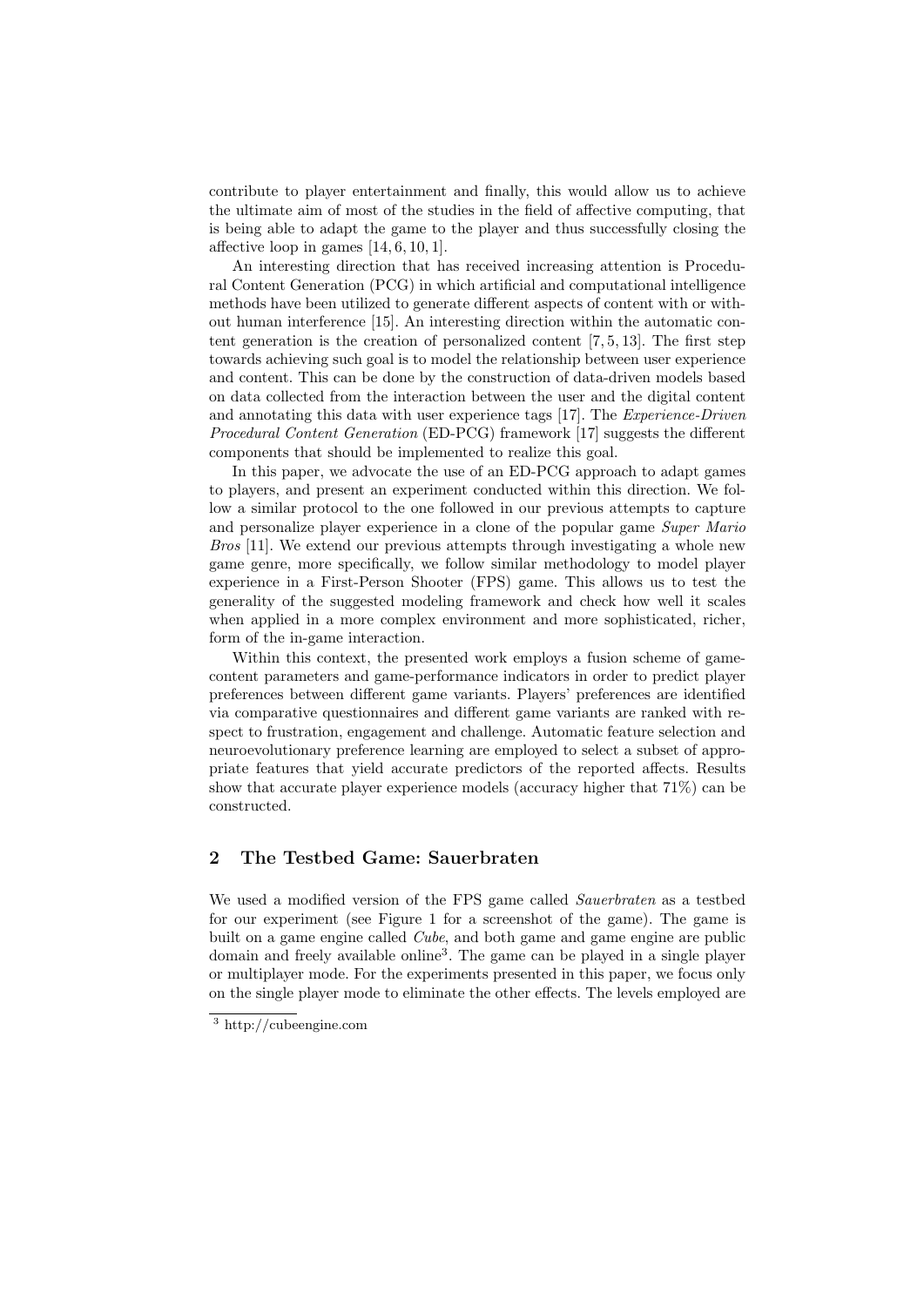contribute to player entertainment and finally, this would allow us to achieve the ultimate aim of most of the studies in the field of affective computing, that is being able to adapt the game to the player and thus successfully closing the affective loop in games [14, 6, 10, 1].

An interesting direction that has received increasing attention is Procedural Content Generation (PCG) in which artificial and computational intelligence methods have been utilized to generate different aspects of content with or without human interference [15]. An interesting direction within the automatic content generation is the creation of personalized content [7, 5, 13]. The first step towards achieving such goal is to model the relationship between user experience and content. This can be done by the construction of data-driven models based on data collected from the interaction between the user and the digital content and annotating this data with user experience tags [17]. The *Experience-Driven Procedural Content Generation* (ED-PCG) framework [17] suggests the different components that should be implemented to realize this goal.

In this paper, we advocate the use of an ED-PCG approach to adapt games to players, and present an experiment conducted within this direction. We follow a similar protocol to the one followed in our previous attempts to capture and personalize player experience in a clone of the popular game *Super Mario Bros* [11]. We extend our previous attempts through investigating a whole new game genre, more specifically, we follow similar methodology to model player experience in a First-Person Shooter (FPS) game. This allows us to test the generality of the suggested modeling framework and check how well it scales when applied in a more complex environment and more sophisticated, richer, form of the in-game interaction.

Within this context, the presented work employs a fusion scheme of game-content parameters and game-performance indicators in order to predict player preferences between different game variants. Players' preferences are identified via comparative questionnaires and different game variants are ranked with respect to frustration, engagement and challenge. Automatic feature selection and neuroevolutionary preference learning are employed to select a subset of appropriate features that yield accurate predictors of the reported affects. Results show that accurate player experience models (accuracy higher that 71%) can be constructed.

## 2 The Testbed Game: Sauerbraten

We used a modified version of the FPS game called *Sauerbraten* as a testbed for our experiment (see Figure 1 for a screenshot of the game). The game is built on a game engine called *Cube*, and both game and game engine are public domain and freely available online[3]. The game can be played in a single player or multiplayer mode. For the experiments presented in this paper, we focus only on the single player mode to eliminate the other effects. The levels employed are

[3] http://cubeengine.com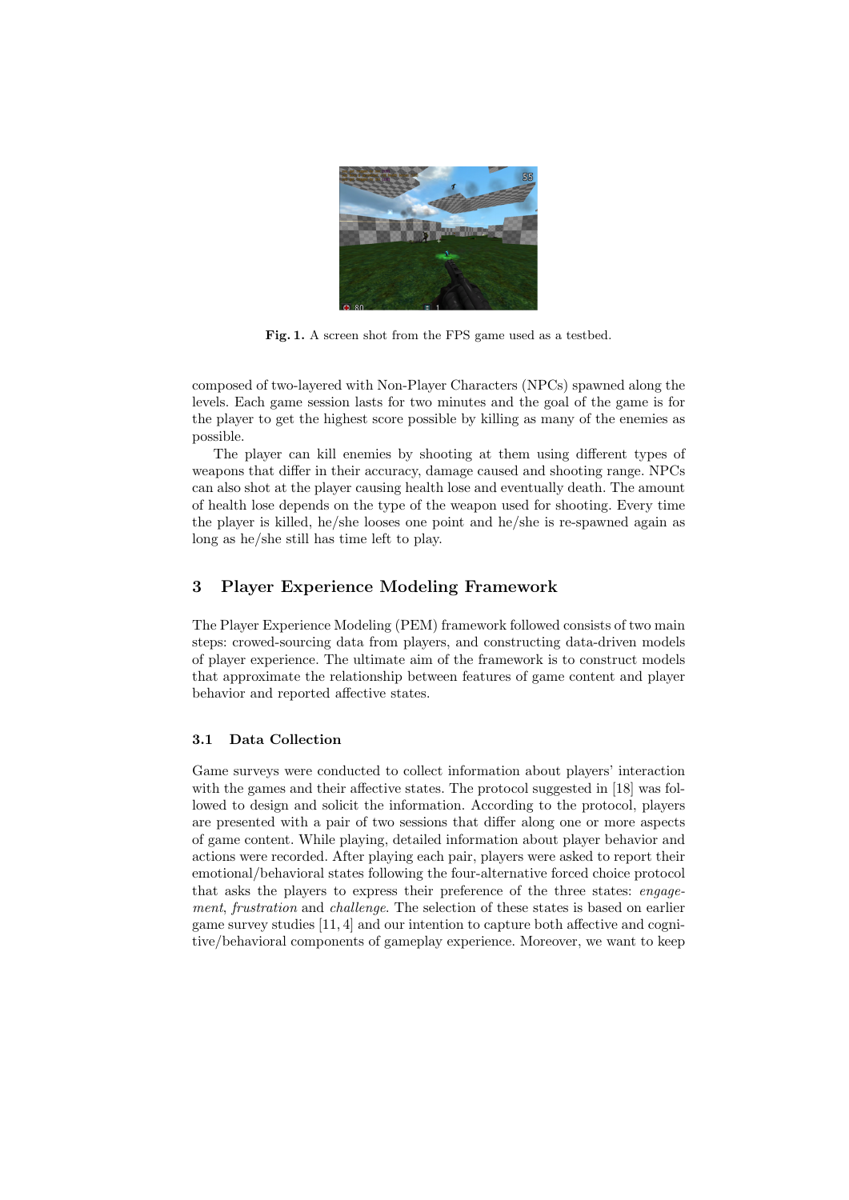Fig. 1. A screen shot from the FPS game used as a testbed.

composed of two-layered with Non-Player Characters (NPCs) spawned along the levels. Each game session lasts for two minutes and the goal of the game is for the player to get the highest score possible by killing as many of the enemies as possible.

The player can kill enemies by shooting at them using different types of weapons that differ in their accuracy, damage caused and shooting range. NPCs can also shot at the player causing health lose and eventually death. The amount of health lose depends on the type of the weapon used for shooting. Every time the player is killed, he/she looses one point and he/she is re-spawned again as long as he/she still has time left to play.

## 3 Player Experience Modeling Framework

The Player Experience Modeling (PEM) framework followed consists of two main steps: crowed-sourcing data from players, and constructing data-driven models of player experience. The ultimate aim of the framework is to construct models that approximate the relationship between features of game content and player behavior and reported affective states.

### 3.1 Data Collection

Game surveys were conducted to collect information about players' interaction with the games and their affective states. The protocol suggested in [18] was followed to design and solicit the information. According to the protocol, players are presented with a pair of two sessions that differ along one or more aspects of game content. While playing, detailed information about player behavior and actions were recorded. After playing each pair, players were asked to report their emotional/behavioral states following the four-alternative forced choice protocol that asks the players to express their preference of the three states: *engagement*, *frustration* and *challenge*. The selection of these states is based on earlier game survey studies [11, 4] and our intention to capture both affective and cognitive/behavioral components of gameplay experience. Moreover, we want to keep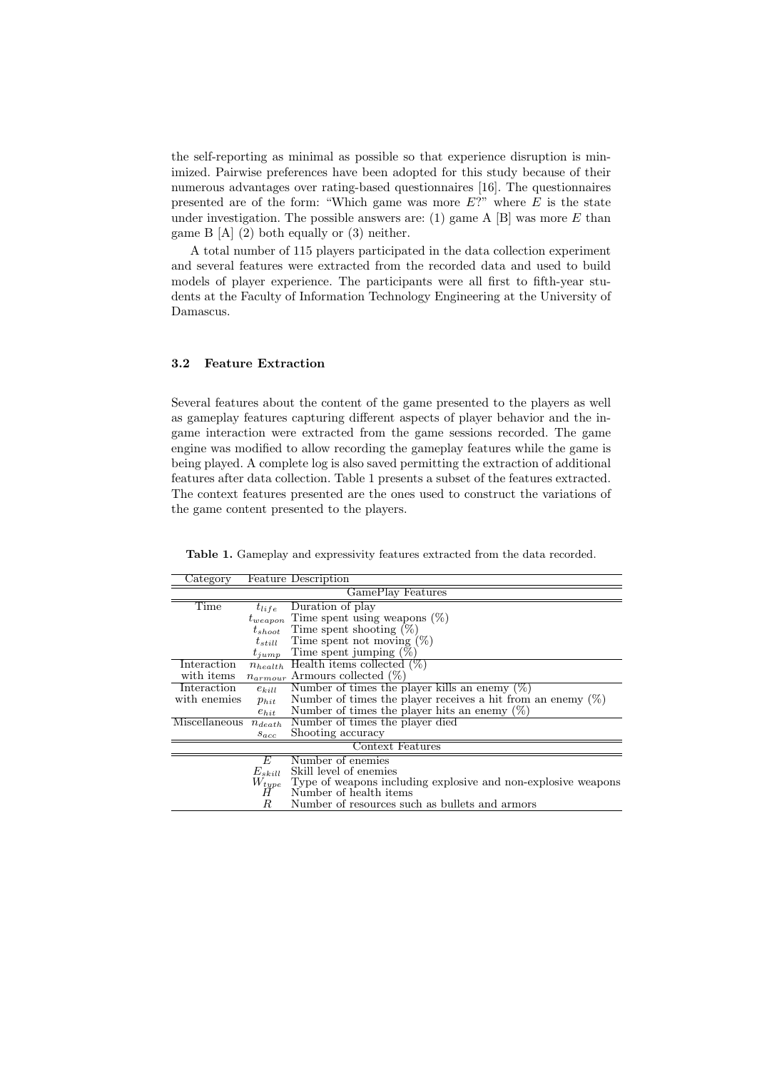the self-reporting as minimal as possible so that experience disruption is minimized. Pairwise preferences have been adopted for this study because of their numerous advantages over rating-based questionnaires [16]. The questionnaires presented are of the form: "Which game was more $E$?" where $E$ is the state under investigation. The possible answers are: (1) game A [B] was more $E$ than game B [A] (2) both equally or (3) neither.

A total number of 115 players participated in the data collection experiment and several features were extracted from the recorded data and used to build models of player experience. The participants were all first to fifth-year students at the Faculty of Information Technology Engineering at the University of Damascus.

### 3.2 Feature Extraction

Several features about the content of the game presented to the players as well as gameplay features capturing different aspects of player behavior and the in-game interaction were extracted from the game sessions recorded. The game engine was modified to allow recording the gameplay features while the game is being played. A complete log is also saved permitting the extraction of additional features after data collection. Table 1 presents a subset of the features extracted. The context features presented are the ones used to construct the variations of the game content presented to the players.

**Table 1.** Gameplay and expressivity features extracted from the data recorded.

| Category | Feature | Description |
|---|---|---|
| | | **GamePlay Features** |
| Time | $t_{life}$ | Duration of play |
| | $t_{weapon}$ | Time spent using weapons (%) |
| | $t_{shoot}$ | Time spent shooting (%) |
| | $t_{still}$ | Time spent not moving (%) |
| | $t_{jump}$ | Time spent jumping (%) |
| Interaction with items | $n_{health}$ | Health items collected (%) |
| | $n_{armour}$ | Armours collected (%) |
| Interaction with enemies | $e_{kill}$ | Number of times the player kills an enemy (%) |
| | $p_{hit}$ | Number of times the player receives a hit from an enemy (%) |
| | $e_{hit}$ | Number of times the player hits an enemy (%) |
| Miscellaneous | $n_{death}$ | Number of times the player died |
| | $s_{acc}$ | Shooting accuracy |
| | | **Context Features** |
| | $E$ | Number of enemies |
| | $E_{skill}$ | Skill level of enemies |
| | $W_{type}$ | Type of weapons including explosive and non-explosive weapons |
| | $H$ | Number of health items |
| | $R$ | Number of resources such as bullets and armors |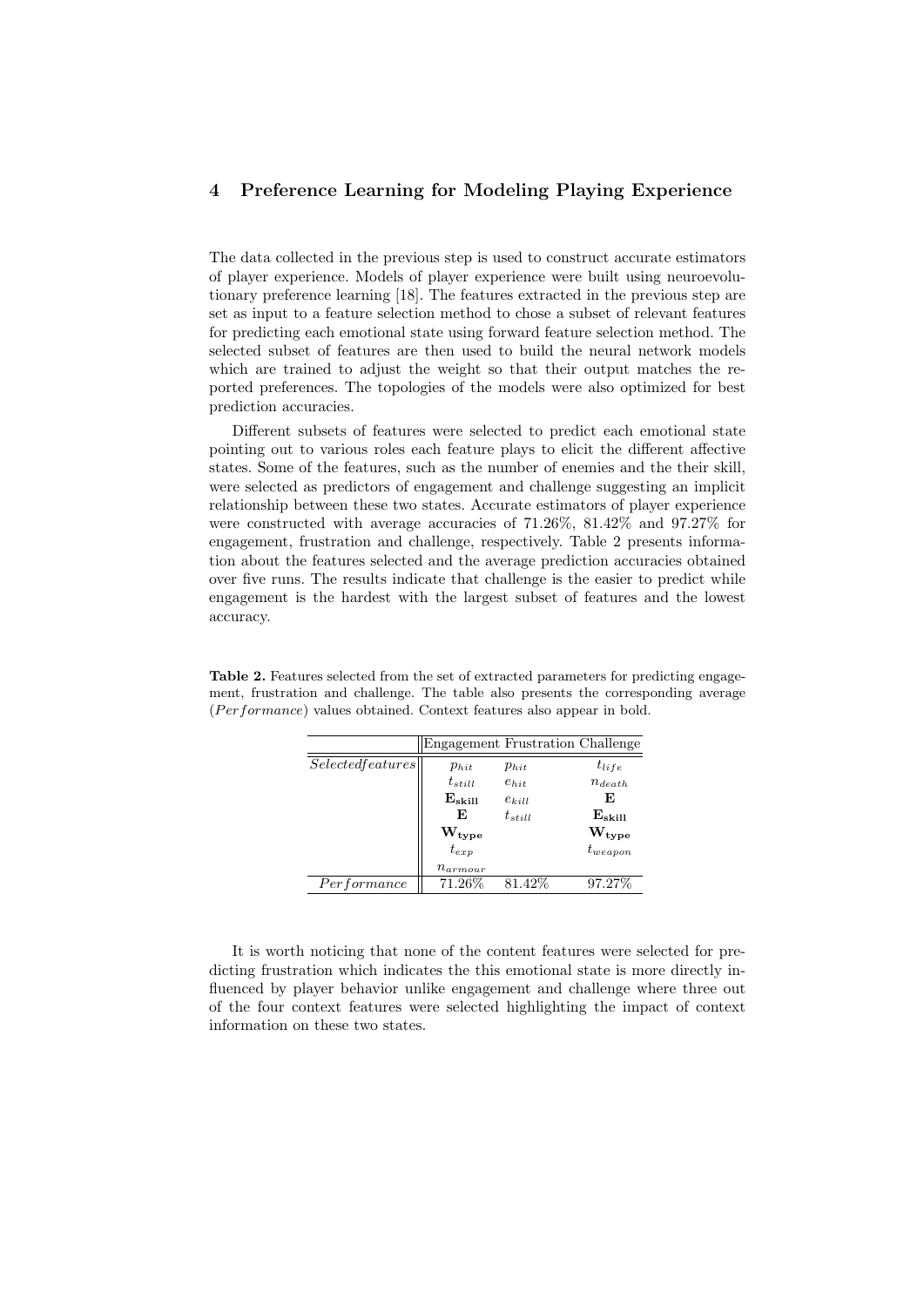## 4 Preference Learning for Modeling Playing Experience

The data collected in the previous step is used to construct accurate estimators of player experience. Models of player experience were built using neuroevolutionary preference learning [18]. The features extracted in the previous step are set as input to a feature selection method to chose a subset of relevant features for predicting each emotional state using forward feature selection method. The selected subset of features are then used to build the neural network models which are trained to adjust the weight so that their output matches the reported preferences. The topologies of the models were also optimized for best prediction accuracies.

Different subsets of features were selected to predict each emotional state pointing out to various roles each feature plays to elicit the different affective states. Some of the features, such as the number of enemies and the their skill, were selected as predictors of engagement and challenge suggesting an implicit relationship between these two states. Accurate estimators of player experience were constructed with average accuracies of 71.26%, 81.42% and 97.27% for engagement, frustration and challenge, respectively. Table 2 presents information about the features selected and the average prediction accuracies obtained over five runs. The results indicate that challenge is the easier to predict while engagement is the hardest with the largest subset of features and the lowest accuracy.

**Table 2.** Features selected from the set of extracted parameters for predicting engagement, frustration and challenge. The table also presents the corresponding average (*Performance*) values obtained. Context features also appear in bold.

| | Engagement | Frustration | Challenge |
|---|---|---|---|
| *Selected features* | $p_{hit}$ | $p_{hit}$ | $t_{life}$ |
| | $t_{still}$ | $e_{hit}$ | $n_{death}$ |
| | $\mathbf{E_{skill}}$ | $e_{kill}$ | $\mathbf{E}$ |
| | $\mathbf{E}$ | $t_{still}$ | $\mathbf{E_{skill}}$ |
| | $\mathbf{W_{type}}$ | | $\mathbf{W_{type}}$ |
| | $t_{exp}$ | | $t_{weapon}$ |
| | $n_{armour}$ | | |
| *Performance* | 71.26% | 81.42% | 97.27% |

It is worth noticing that none of the content features were selected for predicting frustration which indicates the this emotional state is more directly influenced by player behavior unlike engagement and challenge where three out of the four context features were selected highlighting the impact of context information on these two states.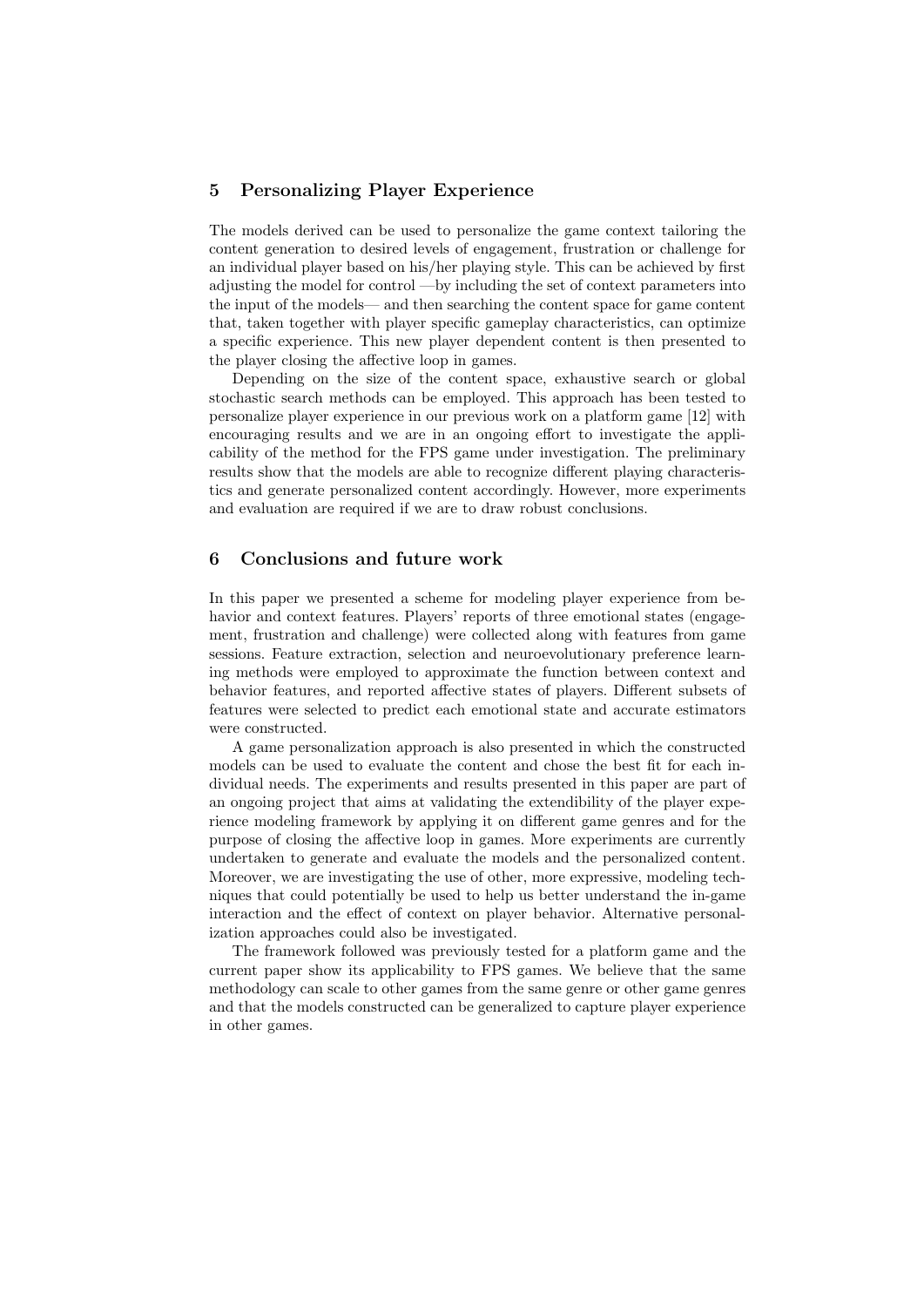## 5 Personalizing Player Experience

The models derived can be used to personalize the game context tailoring the content generation to desired levels of engagement, frustration or challenge for an individual player based on his/her playing style. This can be achieved by first adjusting the model for control —by including the set of context parameters into the input of the models— and then searching the content space for game content that, taken together with player specific gameplay characteristics, can optimize a specific experience. This new player dependent content is then presented to the player closing the affective loop in games.

Depending on the size of the content space, exhaustive search or global stochastic search methods can be employed. This approach has been tested to personalize player experience in our previous work on a platform game [12] with encouraging results and we are in an ongoing effort to investigate the applicability of the method for the FPS game under investigation. The preliminary results show that the models are able to recognize different playing characteristics and generate personalized content accordingly. However, more experiments and evaluation are required if we are to draw robust conclusions.

## 6 Conclusions and future work

In this paper we presented a scheme for modeling player experience from behavior and context features. Players' reports of three emotional states (engagement, frustration and challenge) were collected along with features from game sessions. Feature extraction, selection and neuroevolutionary preference learning methods were employed to approximate the function between context and behavior features, and reported affective states of players. Different subsets of features were selected to predict each emotional state and accurate estimators were constructed.

A game personalization approach is also presented in which the constructed models can be used to evaluate the content and chose the best fit for each individual needs. The experiments and results presented in this paper are part of an ongoing project that aims at validating the extendibility of the player experience modeling framework by applying it on different game genres and for the purpose of closing the affective loop in games. More experiments are currently undertaken to generate and evaluate the models and the personalized content. Moreover, we are investigating the use of other, more expressive, modeling techniques that could potentially be used to help us better understand the in-game interaction and the effect of context on player behavior. Alternative personalization approaches could also be investigated.

The framework followed was previously tested for a platform game and the current paper show its applicability to FPS games. We believe that the same methodology can scale to other games from the same genre or other game genres and that the models constructed can be generalized to capture player experience in other games.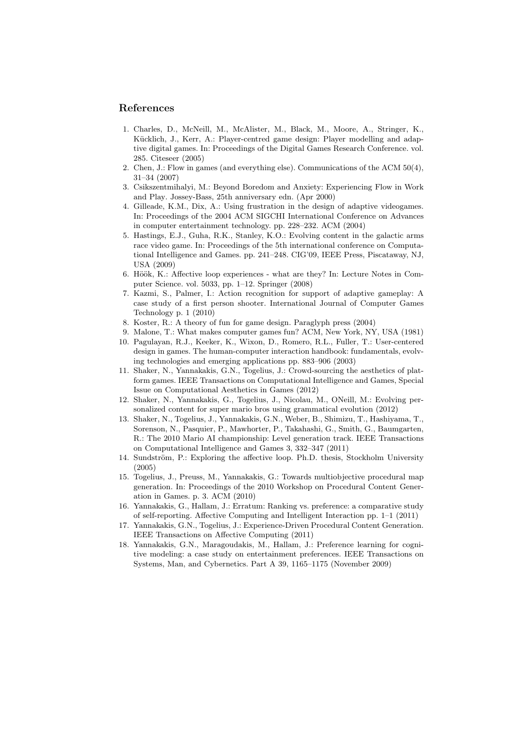## References

1. Charles, D., McNeill, M., McAlister, M., Black, M., Moore, A., Stringer, K., Kücklich, J., Kerr, A.: Player-centred game design: Player modelling and adaptive digital games. In: Proceedings of the Digital Games Research Conference. vol. 285. Citeseer (2005)
2. Chen, J.: Flow in games (and everything else). Communications of the ACM 50(4), 31–34 (2007)
3. Csikszentmihalyi, M.: Beyond Boredom and Anxiety: Experiencing Flow in Work and Play. Jossey-Bass, 25th anniversary edn. (Apr 2000)
4. Gilleade, K.M., Dix, A.: Using frustration in the design of adaptive videogames. In: Proceedings of the 2004 ACM SIGCHI International Conference on Advances in computer entertainment technology. pp. 228–232. ACM (2004)
5. Hastings, E.J., Guha, R.K., Stanley, K.O.: Evolving content in the galactic arms race video game. In: Proceedings of the 5th international conference on Computational Intelligence and Games. pp. 241–248. CIG'09, IEEE Press, Piscataway, NJ, USA (2009)
6. Höök, K.: Affective loop experiences - what are they? In: Lecture Notes in Computer Science. vol. 5033, pp. 1–12. Springer (2008)
7. Kazmi, S., Palmer, I.: Action recognition for support of adaptive gameplay: A case study of a first person shooter. International Journal of Computer Games Technology p. 1 (2010)
8. Koster, R.: A theory of fun for game design. Paraglyph press (2004)
9. Malone, T.: What makes computer games fun? ACM, New York, NY, USA (1981)
10. Pagulayan, R.J., Keeker, K., Wixon, D., Romero, R.L., Fuller, T.: User-centered design in games. The human-computer interaction handbook: fundamentals, evolving technologies and emerging applications pp. 883–906 (2003)
11. Shaker, N., Yannakakis, G.N., Togelius, J.: Crowd-sourcing the aesthetics of platform games. IEEE Transactions on Computational Intelligence and Games, Special Issue on Computational Aesthetics in Games (2012)
12. Shaker, N., Yannakakis, G., Togelius, J., Nicolau, M., ONeill, M.: Evolving personalized content for super mario bros using grammatical evolution (2012)
13. Shaker, N., Togelius, J., Yannakakis, G.N., Weber, B., Shimizu, T., Hashiyama, T., Sorenson, N., Pasquier, P., Mawhorter, P., Takahashi, G., Smith, G., Baumgarten, R.: The 2010 Mario AI championship: Level generation track. IEEE Transactions on Computational Intelligence and Games 3, 332–347 (2011)
14. Sundström, P.: Exploring the affective loop. Ph.D. thesis, Stockholm University (2005)
15. Togelius, J., Preuss, M., Yannakakis, G.: Towards multiobjective procedural map generation. In: Proceedings of the 2010 Workshop on Procedural Content Generation in Games. p. 3. ACM (2010)
16. Yannakakis, G., Hallam, J.: Erratum: Ranking vs. preference: a comparative study of self-reporting. Affective Computing and Intelligent Interaction pp. 1–1 (2011)
17. Yannakakis, G.N., Togelius, J.: Experience-Driven Procedural Content Generation. IEEE Transactions on Affective Computing (2011)
18. Yannakakis, G.N., Maragoudakis, M., Hallam, J.: Preference learning for cognitive modeling: a case study on entertainment preferences. IEEE Transactions on Systems, Man, and Cybernetics. Part A 39, 1165–1175 (November 2009)